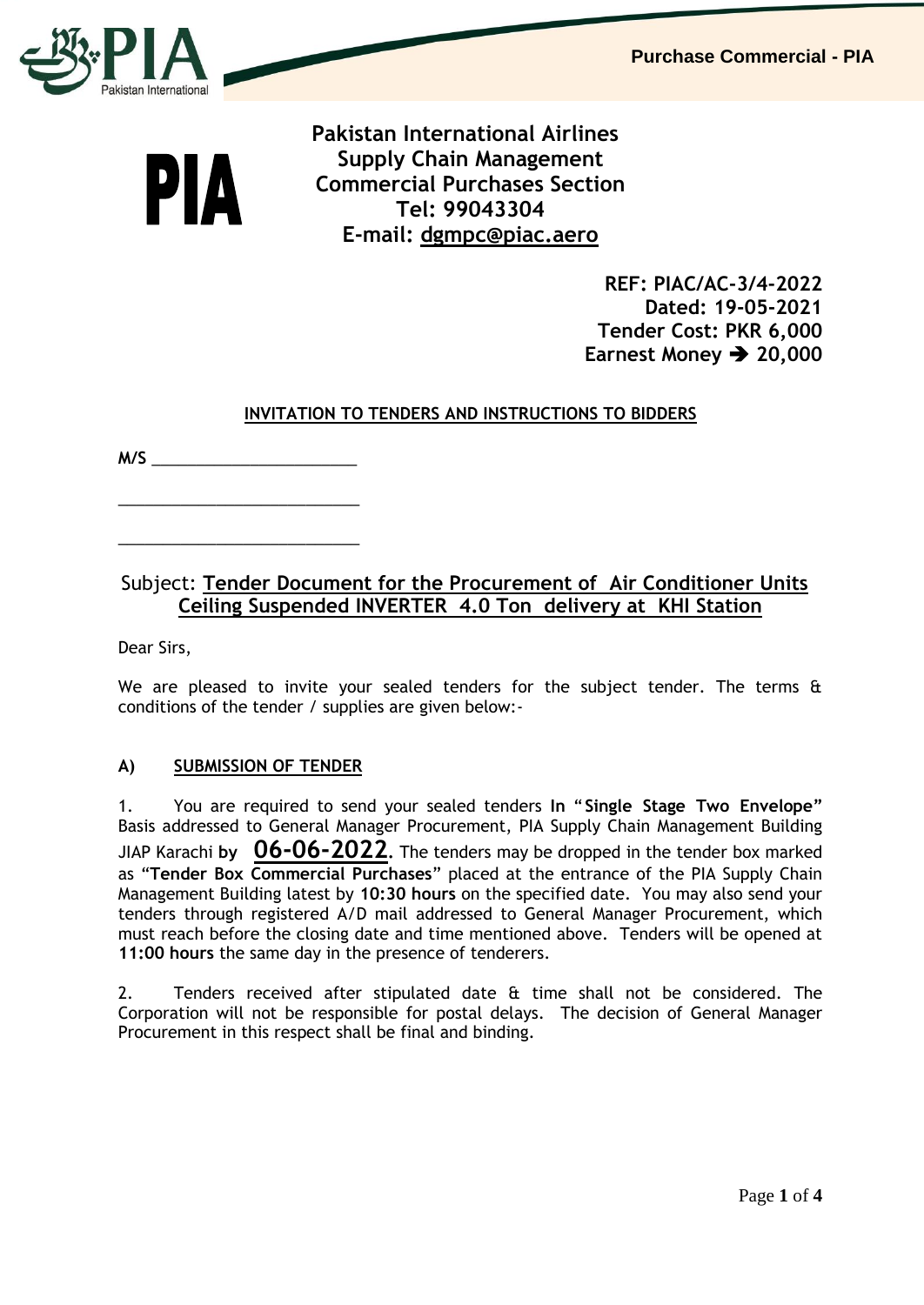**PIA**

**Pakistan International Airlines**
**Supply Chain Management**
**Commercial Purchases Section**
**Tel: 99043304**
**E-mail: dgmpc@piac.aero**

**REF: PIAC/AC-3/4-2022**
**Dated: 19-05-2021**
**Tender Cost: PKR 6,000**
**Earnest Money ➔ 20,000**

## INVITATION TO TENDERS AND INSTRUCTIONS TO BIDDERS

**M/S** ______________________

______________________

______________________

Subject: **Tender Document for the Procurement of Air Conditioner Units Ceiling Suspended INVERTER 4.0 Ton delivery at KHI Station**

Dear Sirs,

We are pleased to invite your sealed tenders for the subject tender. The terms & conditions of the tender / supplies are given below:-

### A) SUBMISSION OF TENDER

1. You are required to send your sealed tenders **In** "**Single Stage Two Envelope"** Basis addressed to General Manager Procurement, PIA Supply Chain Management Building JIAP Karachi **by 06-06-2022**. The tenders may be dropped in the tender box marked as "**Tender Box Commercial Purchases**" placed at the entrance of the PIA Supply Chain Management Building latest by **10:30 hours** on the specified date. You may also send your tenders through registered A/D mail addressed to General Manager Procurement, which must reach before the closing date and time mentioned above. Tenders will be opened at **11:00 hours** the same day in the presence of tenderers.

2. Tenders received after stipulated date & time shall not be considered. The Corporation will not be responsible for postal delays. The decision of General Manager Procurement in this respect shall be final and binding.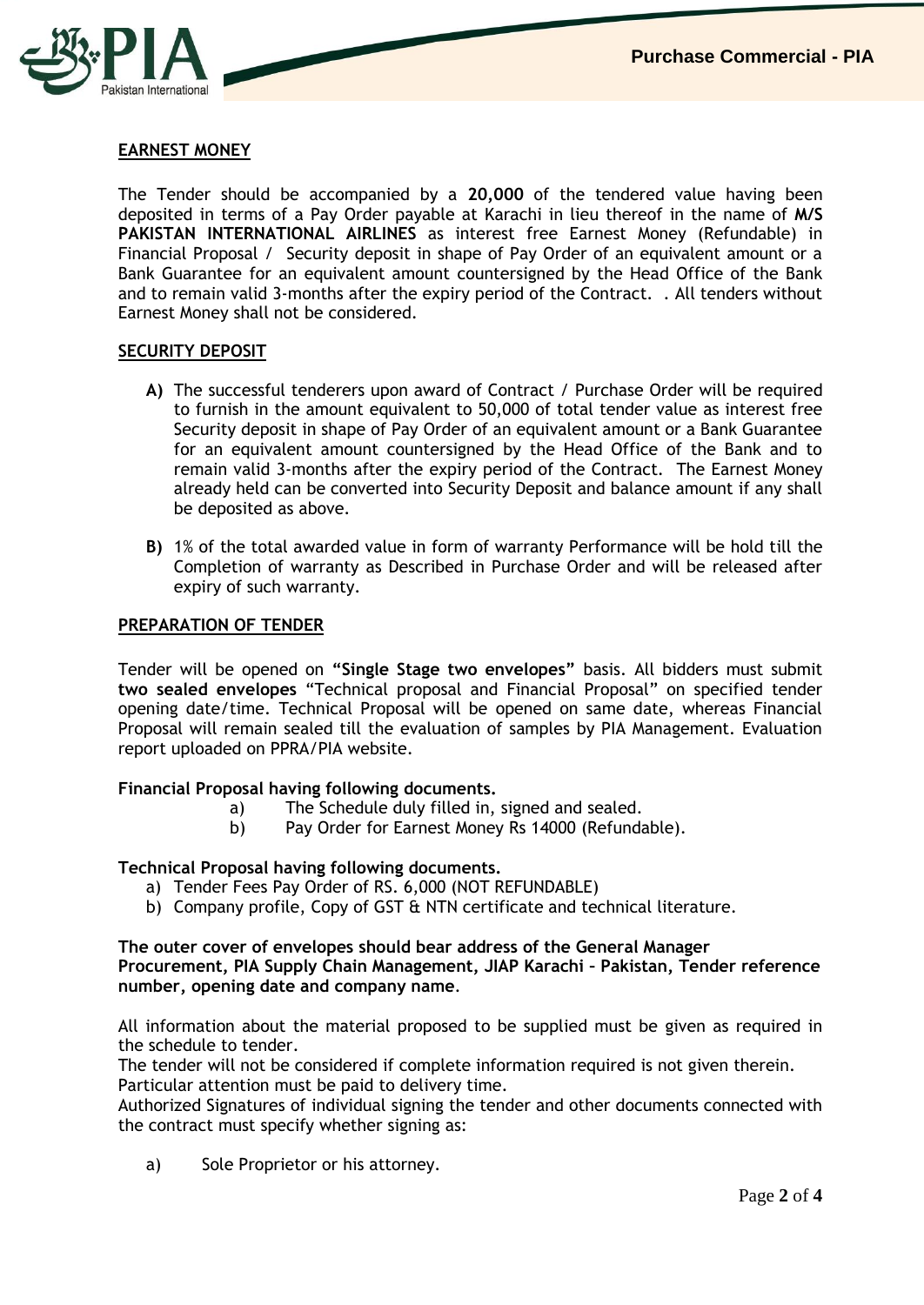## EARNEST MONEY

The Tender should be accompanied by a **20,000** of the tendered value having been deposited in terms of a Pay Order payable at Karachi in lieu thereof in the name of **M/S PAKISTAN INTERNATIONAL AIRLINES** as interest free Earnest Money (Refundable) in Financial Proposal / Security deposit in shape of Pay Order of an equivalent amount or a Bank Guarantee for an equivalent amount countersigned by the Head Office of the Bank and to remain valid 3-months after the expiry period of the Contract. . All tenders without Earnest Money shall not be considered.

## SECURITY DEPOSIT

**A)** The successful tenderers upon award of Contract / Purchase Order will be required to furnish in the amount equivalent to 50,000 of total tender value as interest free Security deposit in shape of Pay Order of an equivalent amount or a Bank Guarantee for an equivalent amount countersigned by the Head Office of the Bank and to remain valid 3-months after the expiry period of the Contract. The Earnest Money already held can be converted into Security Deposit and balance amount if any shall be deposited as above.

**B)** 1% of the total awarded value in form of warranty Performance will be hold till the Completion of warranty as Described in Purchase Order and will be released after expiry of such warranty.

## PREPARATION OF TENDER

Tender will be opened on **"Single Stage two envelopes"** basis. All bidders must submit **two sealed envelopes** "Technical proposal and Financial Proposal" on specified tender opening date/time. Technical Proposal will be opened on same date, whereas Financial Proposal will remain sealed till the evaluation of samples by PIA Management. Evaluation report uploaded on PPRA/PIA website.

**Financial Proposal having following documents.**

a) The Schedule duly filled in, signed and sealed.
b) Pay Order for Earnest Money Rs 14000 (Refundable).

**Technical Proposal having following documents.**

a) Tender Fees Pay Order of RS. 6,000 (NOT REFUNDABLE)
b) Company profile, Copy of GST & NTN certificate and technical literature.

**The outer cover of envelopes should bear address of the General Manager Procurement, PIA Supply Chain Management, JIAP Karachi – Pakistan, Tender reference number, opening date and company name**.

All information about the material proposed to be supplied must be given as required in the schedule to tender.
The tender will not be considered if complete information required is not given therein.
Particular attention must be paid to delivery time.
Authorized Signatures of individual signing the tender and other documents connected with the contract must specify whether signing as:

a) Sole Proprietor or his attorney.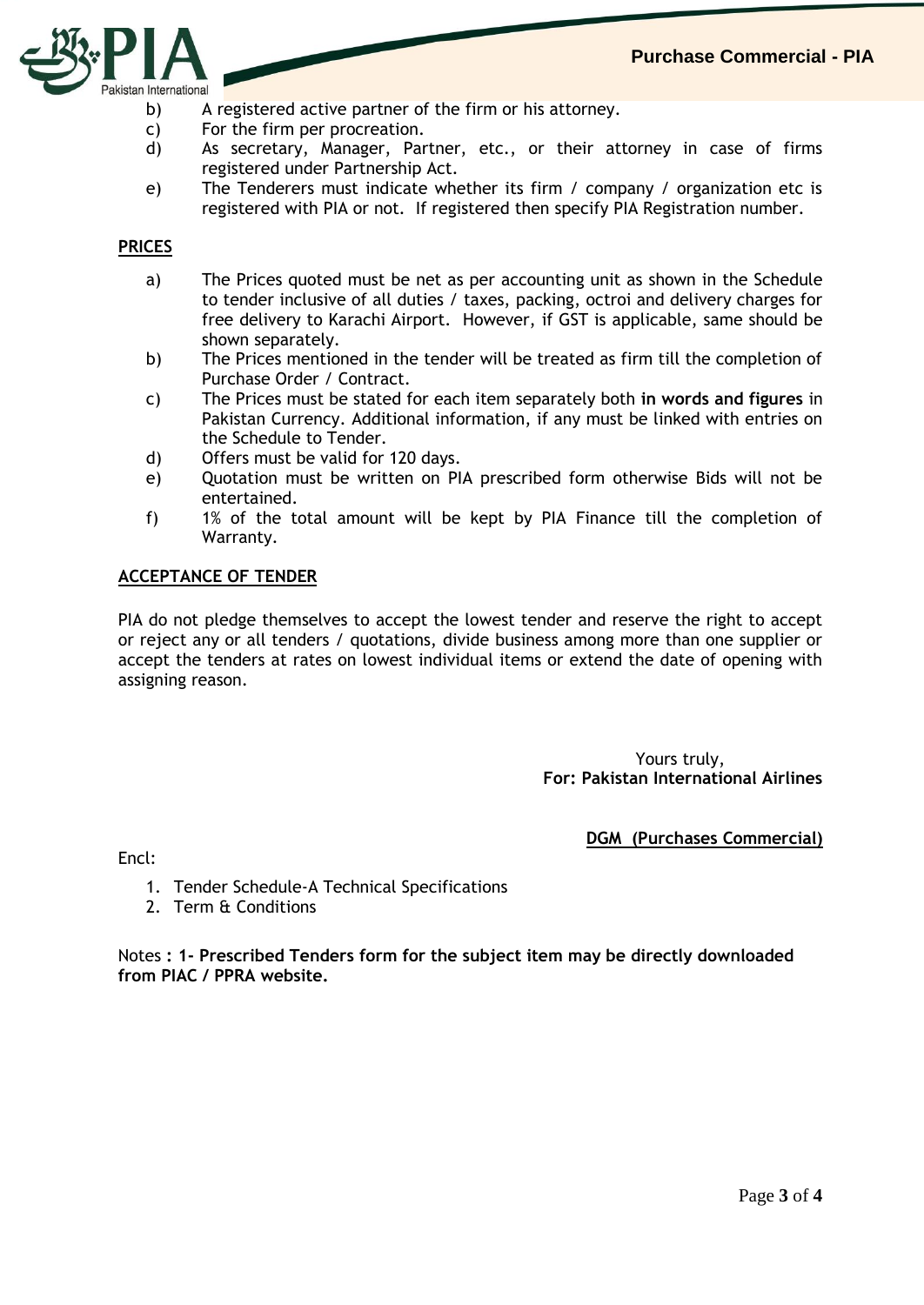b) A registered active partner of the firm or his attorney.

c) For the firm per procreation.

d) As secretary, Manager, Partner, etc., or their attorney in case of firms registered under Partnership Act.

e) The Tenderers must indicate whether its firm / company / organization etc is registered with PIA or not. If registered then specify PIA Registration number.

**PRICES**

a) The Prices quoted must be net as per accounting unit as shown in the Schedule to tender inclusive of all duties / taxes, packing, octroi and delivery charges for free delivery to Karachi Airport. However, if GST is applicable, same should be shown separately.

b) The Prices mentioned in the tender will be treated as firm till the completion of Purchase Order / Contract.

c) The Prices must be stated for each item separately both **in words and figures** in Pakistan Currency. Additional information, if any must be linked with entries on the Schedule to Tender.

d) Offers must be valid for 120 days.

e) Quotation must be written on PIA prescribed form otherwise Bids will not be entertained.

f) 1% of the total amount will be kept by PIA Finance till the completion of Warranty.

**ACCEPTANCE OF TENDER**

PIA do not pledge themselves to accept the lowest tender and reserve the right to accept or reject any or all tenders / quotations, divide business among more than one supplier or accept the tenders at rates on lowest individual items or extend the date of opening with assigning reason.

Yours truly,
**For: Pakistan International Airlines**

**DGM (Purchases Commercial)**

Encl:

1. Tender Schedule-A Technical Specifications
2. Term & Conditions

Notes **: 1- Prescribed Tenders form for the subject item may be directly downloaded from PIAC / PPRA website.**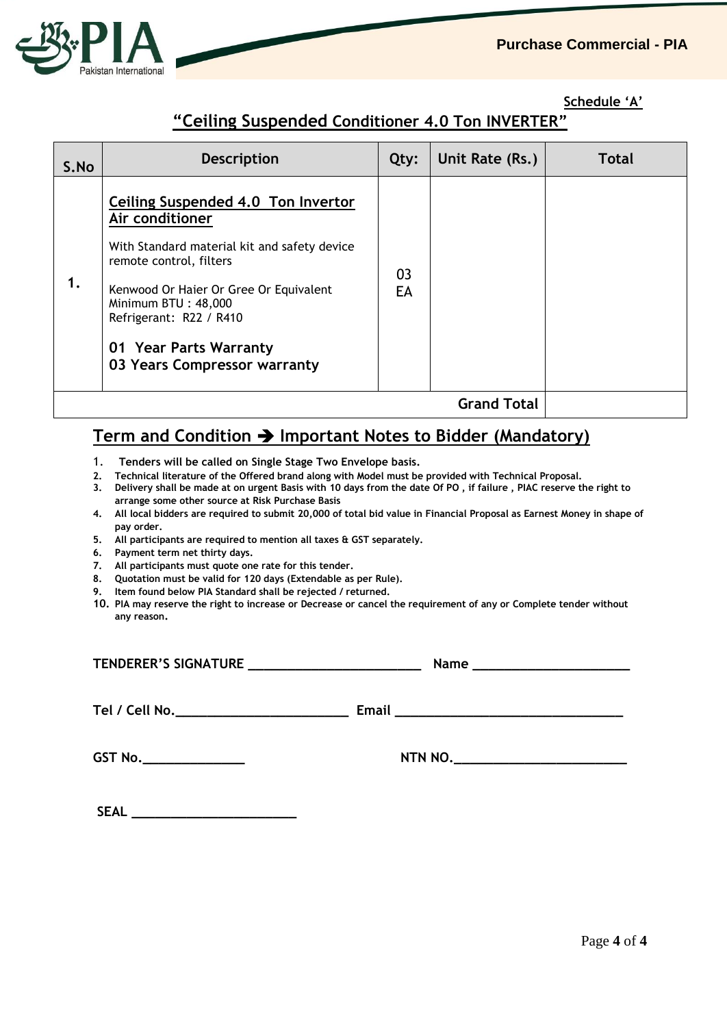Schedule 'A'

## "Ceiling Suspended Conditioner 4.0 Ton INVERTER"

| S.No | Description | Qty: | Unit Rate (Rs.) | Total |
|---|---|---|---|---|
| 1. | **Ceiling Suspended 4.0 Ton Invertor Air conditioner**<br><br>With Standard material kit and safety device remote control, filters<br><br>Kenwood Or Haier Or Gree Or Equivalent<br>Minimum BTU : 48,000<br>Refrigerant: R22 / R410<br><br>**01 Year Parts Warranty**<br>**03 Years Compressor warranty** | 03 EA | | |
| | | | **Grand Total** | |

## Term and Condition ➔ Important Notes to Bidder (Mandatory)

1. Tenders will be called on Single Stage Two Envelope basis.
2. Technical literature of the Offered brand along with Model must be provided with Technical Proposal.
3. Delivery shall be made at on urgent Basis with 10 days from the date Of PO , if failure , PIAC reserve the right to arrange some other source at Risk Purchase Basis
4. All local bidders are required to submit 20,000 of total bid value in Financial Proposal as Earnest Money in shape of pay order.
5. All participants are required to mention all taxes & GST separately.
6. Payment term net thirty days.
7. All participants must quote one rate for this tender.
8. Quotation must be valid for 120 days (Extendable as per Rule).
9. Item found below PIA Standard shall be rejected / returned.
10. PIA may reserve the right to increase or Decrease or cancel the requirement of any or Complete tender without any reason.

**TENDERER'S SIGNATURE** ______________________ **Name** ____________________

**Tel / Cell No.**______________________ **Email** ______________________________

**GST No.**_____________ **NTN NO.**______________________

**SEAL** ______________________